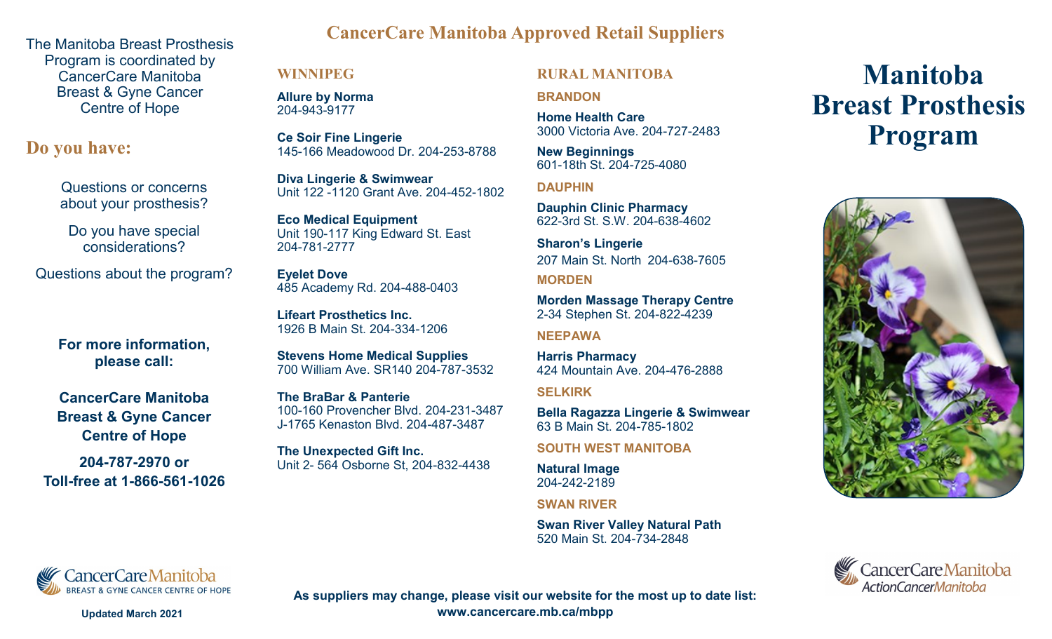The Manitoba Breast Prosthesis Program is coordinated by CancerCare Manitoba Breast & Gyne Cancer Centre of Hope

## Do you have:

Questions or concerns about your prosthesis?

Do you have special considerations?

Questions about the program?

**For more information, please call:**

**CancerCare Manitoba Breast & Gyne Cancer Centre of Hope**

**204-787-2970 or Toll-free at 1-866-561-1026**

CancerCare Manitoba
BREAST & GYNE CANCER CENTRE OF HOPE

**Updated March 2021**

## CancerCare Manitoba Approved Retail Suppliers

### WINNIPEG

**Allure by Norma**
204-943-9177

**Ce Soir Fine Lingerie**
145-166 Meadowood Dr. 204-253-8788

**Diva Lingerie & Swimwear**
Unit 122 -1120 Grant Ave. 204-452-1802

**Eco Medical Equipment**
Unit 190-117 King Edward St. East
204-781-2777

**Eyelet Dove**
485 Academy Rd. 204-488-0403

**Lifeart Prosthetics Inc.**
1926 B Main St. 204-334-1206

**Stevens Home Medical Supplies**
700 William Ave. SR140 204-787-3532

**The BraBar & Panterie**
100-160 Provencher Blvd. 204-231-3487
J-1765 Kenaston Blvd. 204-487-3487

**The Unexpected Gift Inc.**
Unit 2- 564 Osborne St, 204-832-4438

### RURAL MANITOBA

#### BRANDON

**Home Health Care**
3000 Victoria Ave. 204-727-2483

**New Beginnings**
601-18th St. 204-725-4080

#### DAUPHIN

**Dauphin Clinic Pharmacy**
622-3rd St. S.W. 204-638-4602

**Sharon's Lingerie**
207 Main St. North 204-638-7605

#### MORDEN

**Morden Massage Therapy Centre**
2-34 Stephen St. 204-822-4239

#### NEEPAWA

**Harris Pharmacy**
424 Mountain Ave. 204-476-2888

#### SELKIRK

**Bella Ragazza Lingerie & Swimwear**
63 B Main St. 204-785-1802

#### SOUTH WEST MANITOBA

**Natural Image**
204-242-2189

#### SWAN RIVER

**Swan River Valley Natural Path**
520 Main St. 204-734-2848

**As suppliers may change, please visit our website for the most up to date list: www.cancercare.mb.ca/mbpp**

# Manitoba Breast Prosthesis Program

CancerCare Manitoba
ActionCancerManitoba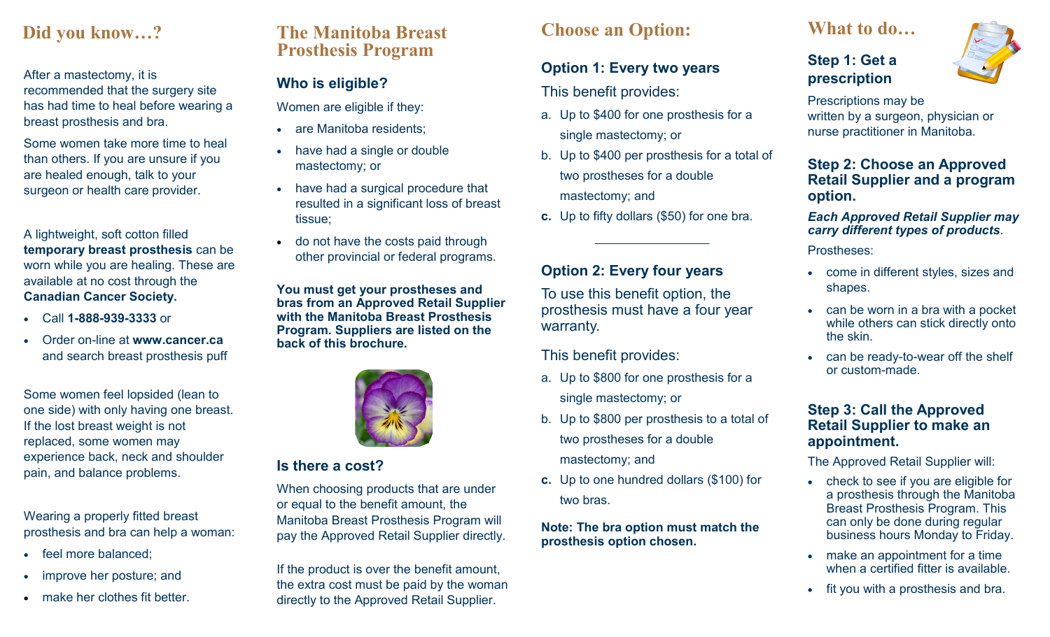## Did you know…?

After a mastectomy, it is recommended that the surgery site has had time to heal before wearing a breast prosthesis and bra.

Some women take more time to heal than others. If you are unsure if you are healed enough, talk to your surgeon or health care provider.

A lightweight, soft cotton filled **temporary breast prosthesis** can be worn while you are healing. These are available at no cost through the **Canadian Cancer Society.**

- Call **1-888-939-3333** or
- Order on-line at **www.cancer.ca** and search breast prosthesis puff

Some women feel lopsided (lean to one side) with only having one breast. If the lost breast weight is not replaced, some women may experience back, neck and shoulder pain, and balance problems.

Wearing a properly fitted breast prosthesis and bra can help a woman:

- feel more balanced;
- improve her posture; and
- make her clothes fit better.

## The Manitoba Breast Prosthesis Program

### Who is eligible?

Women are eligible if they:

- are Manitoba residents;
- have had a single or double mastectomy; or
- have had a surgical procedure that resulted in a significant loss of breast tissue;
- do not have the costs paid through other provincial or federal programs.

**You must get your prostheses and bras from an Approved Retail Supplier with the Manitoba Breast Prosthesis Program. Suppliers are listed on the back of this brochure.**

### Is there a cost?

When choosing products that are under or equal to the benefit amount, the Manitoba Breast Prosthesis Program will pay the Approved Retail Supplier directly.

If the product is over the benefit amount, the extra cost must be paid by the woman directly to the Approved Retail Supplier.

## Choose an Option:

### Option 1: Every two years

This benefit provides:

a. Up to $400 for one prosthesis for a single mastectomy; or

b. Up to $400 per prosthesis for a total of two prostheses for a double mastectomy; and

**c.** Up to fifty dollars ($50) for one bra.

---

### Option 2: Every four years

To use this benefit option, the prosthesis must have a four year warranty.

This benefit provides:

a. Up to $800 for one prosthesis for a single mastectomy; or

b. Up to $800 per prosthesis to a total of two prostheses for a double mastectomy; and

**c.** Up to one hundred dollars ($100) for two bras.

**Note: The bra option must match the prosthesis option chosen.**

## What to do…

### Step 1: Get a prescription

Prescriptions may be written by a surgeon, physician or nurse practitioner in Manitoba.

### Step 2: Choose an Approved Retail Supplier and a program option.

***Each Approved Retail Supplier may carry different types of products*.**

Prostheses:

- come in different styles, sizes and shapes.
- can be worn in a bra with a pocket while others can stick directly onto the skin.
- can be ready-to-wear off the shelf or custom-made.

### Step 3: Call the Approved Retail Supplier to make an appointment.

The Approved Retail Supplier will:

- check to see if you are eligible for a prosthesis through the Manitoba Breast Prosthesis Program. This can only be done during regular business hours Monday to Friday.
- make an appointment for a time when a certified fitter is available.
- fit you with a prosthesis and bra.